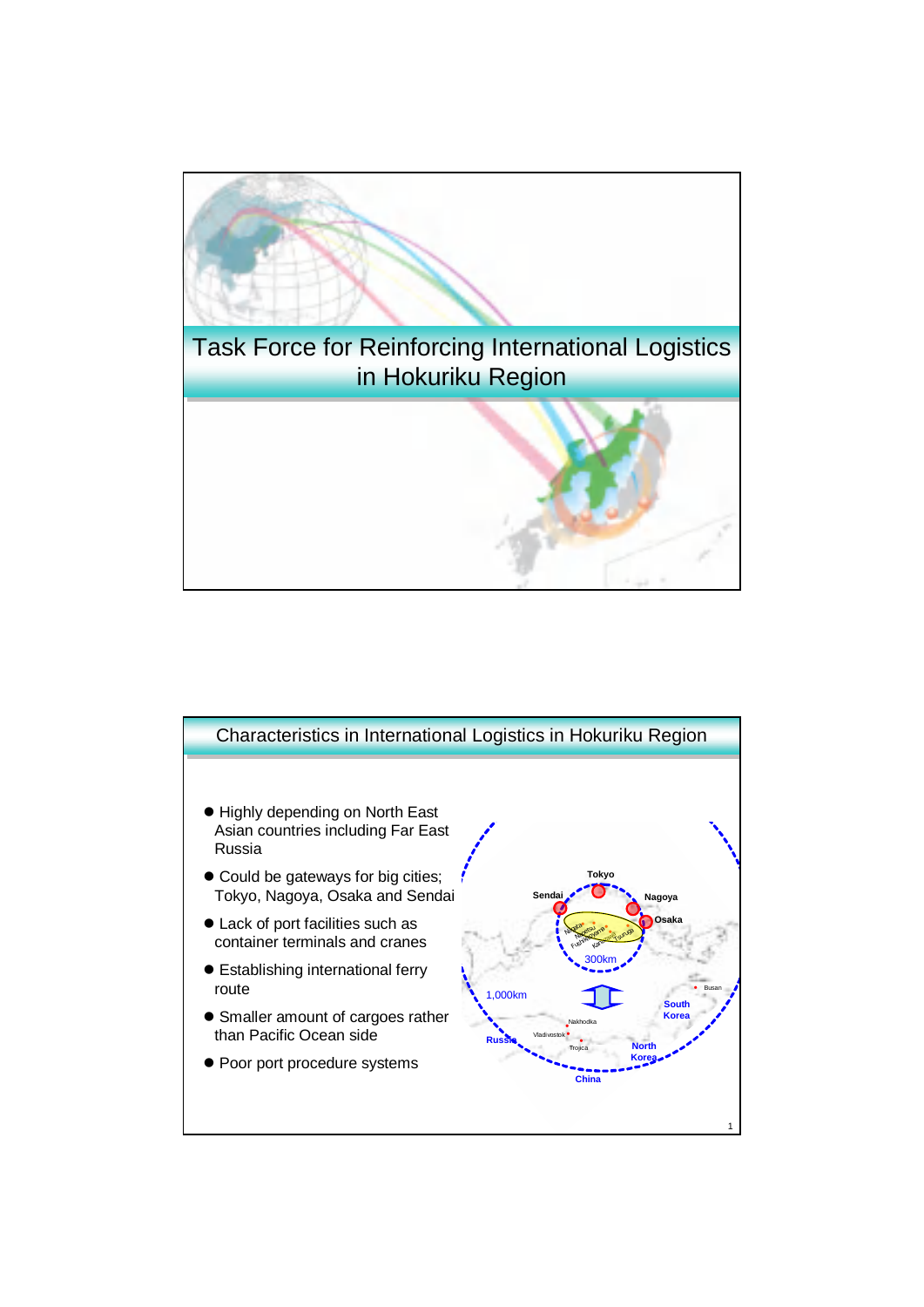# Task Force for Reinforcing International Logistics in Hokuriku Region

## Characteristics in International Logistics in Hokuriku Region

- Highly depending on North East Asian countries including Far East Russia
- Could be gateways for big cities; Tokyo, Nagoya, Osaka and Sendai
- Lack of port facilities such as container terminals and cranes
- Establishing international ferry route
- Smaller amount of cargoes rather than Pacific Ocean side
- Poor port procedure systems

Tokyo
Sendai
Nagoya
Osaka
300km
1,000km
Busan
South Korea
Nakhodka
Vladivostok
Trojica
Russia
North Korea
China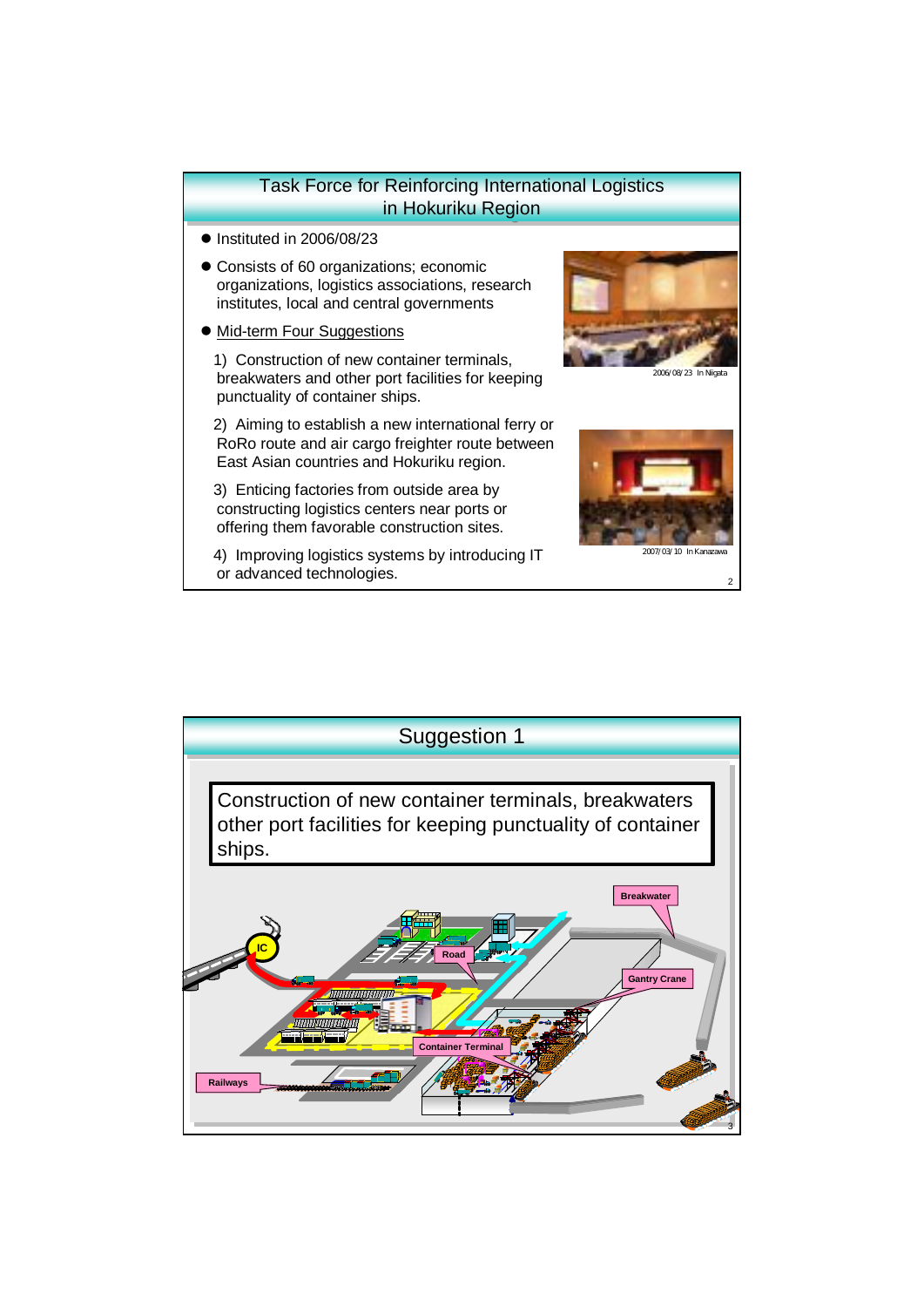## Task Force for Reinforcing International Logistics in Hokuriku Region

- Instituted in 2006/08/23
- Consists of 60 organizations; economic organizations, logistics associations, research institutes, local and central governments
- Mid-term Four Suggestions

  1) Construction of new container terminals, breakwaters and other port facilities for keeping punctuality of container ships.

  2) Aiming to establish a new international ferry or RoRo route and air cargo freighter route between East Asian countries and Hokuriku region.

  3) Enticing factories from outside area by constructing logistics centers near ports or offering them favorable construction sites.

  4) Improving logistics systems by introducing IT or advanced technologies.

2006/08/23 In Niigata

2007/03/10 In Kanazawa

## Suggestion 1

Construction of new container terminals, breakwaters other port facilities for keeping punctuality of container ships.

Breakwater

IC

Road

Gantry Crane

Container Terminal

Railways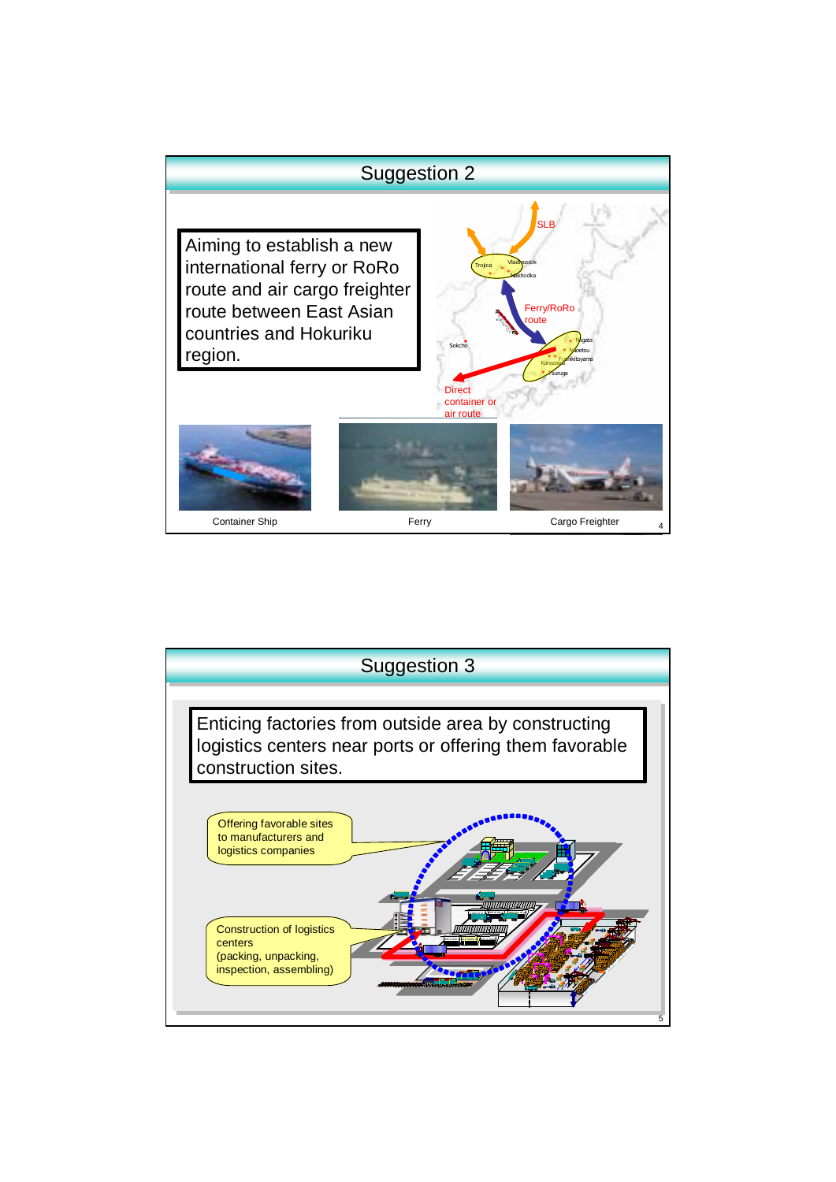## Suggestion 2

Aiming to establish a new international ferry or RoRo route and air cargo freighter route between East Asian countries and Hokuriku region.

SLB

Trojica

Vladivostok

Nakhodka

Ferry/RoRo route

Sokcho

Niigata

Naoetsu

Fushikitoyama

Kanazawa

Tsuruga

Direct container or air route

Container Ship

Ferry

Cargo Freighter

## Suggestion 3

Enticing factories from outside area by constructing logistics centers near ports or offering them favorable construction sites.

Offering favorable sites to manufacturers and logistics companies

Construction of logistics centers (packing, unpacking, inspection, assembling)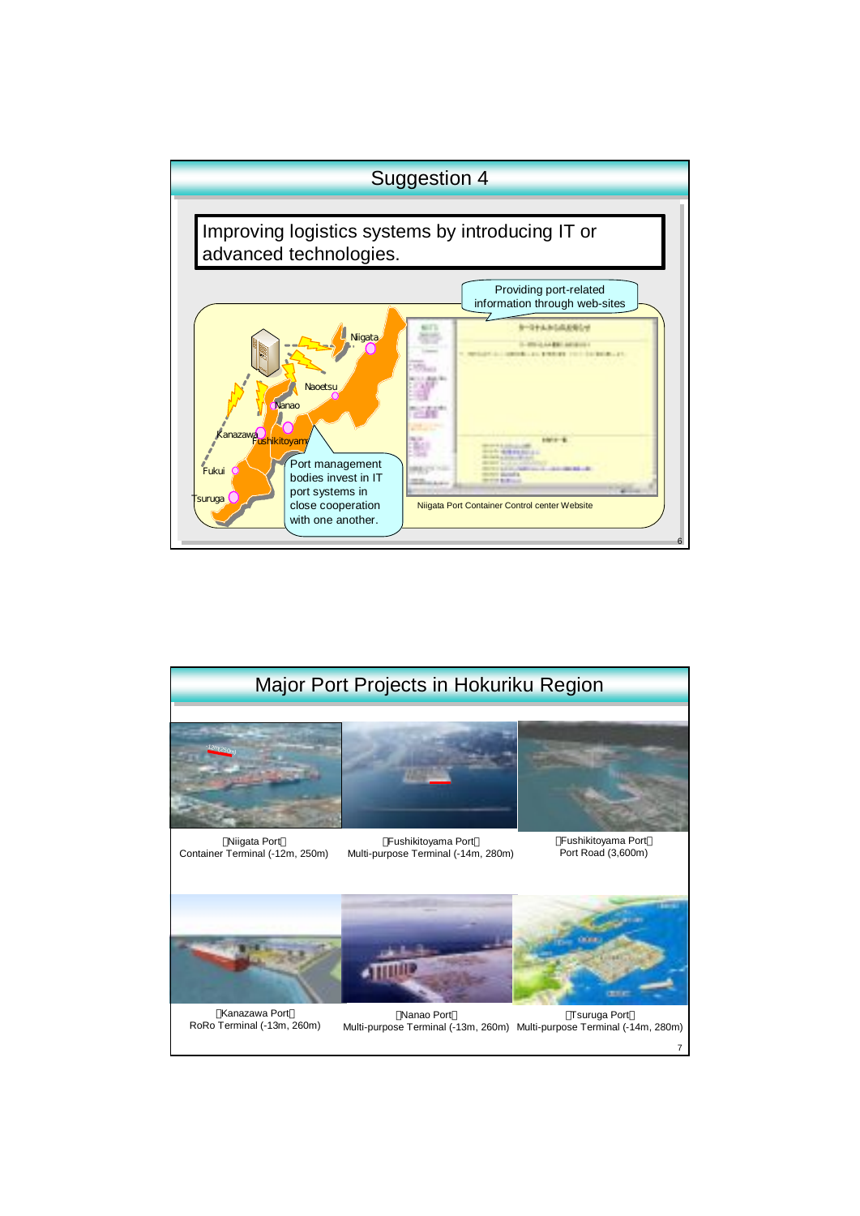# Suggestion 4

Improving logistics systems by introducing IT or advanced technologies.

Providing port-related information through web-sites

Niigata

Naoetsu

Nanao

Kanazawa

Fushikitoyama

Fukui

Tsuruga

Port management bodies invest in IT port systems in close cooperation with one another.

Niigata Port Container Control center Website

# Major Port Projects in Hokuriku Region

【Niigata Port】
Container Terminal (-12m, 250m)

【Fushikitoyama Port】
Multi-purpose Terminal (-14m, 280m)

【Fushikitoyama Port】
Port Road (3,600m)

【Kanazawa Port】
RoRo Terminal (-13m, 260m)

【Nanao Port】
Multi-purpose Terminal (-13m, 260m)

【Tsuruga Port】
Multi-purpose Terminal (-14m, 280m)